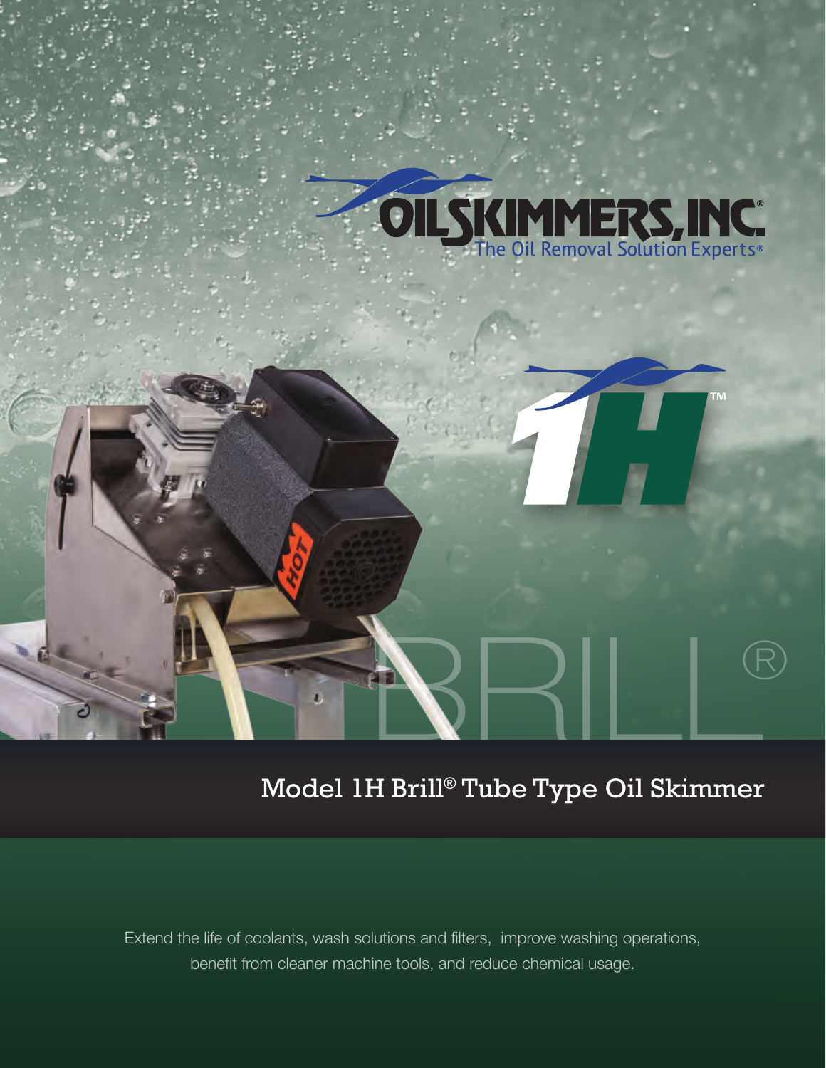OILSKIMMERS, INC.®

The Oil Removal Solution Experts®

1H™

BRILL®

# Model 1H Brill® Tube Type Oil Skimmer

Extend the life of coolants, wash solutions and filters, improve washing operations, benefit from cleaner machine tools, and reduce chemical usage.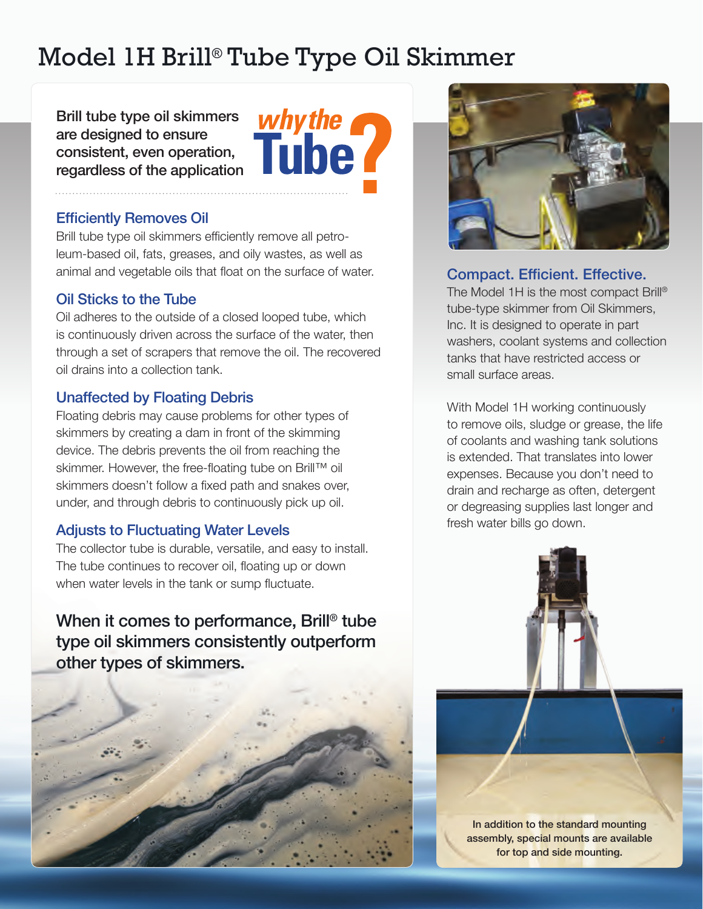# Model 1H Brill® Tube Type Oil Skimmer

**Brill tube type oil skimmers are designed to ensure consistent, even operation, regardless of the application**

*why the* **Tube?**

### Efficiently Removes Oil

Brill tube type oil skimmers efficiently remove all petroleum-based oil, fats, greases, and oily wastes, as well as animal and vegetable oils that float on the surface of water.

### Oil Sticks to the Tube

Oil adheres to the outside of a closed looped tube, which is continuously driven across the surface of the water, then through a set of scrapers that remove the oil. The recovered oil drains into a collection tank.

### Unaffected by Floating Debris

Floating debris may cause problems for other types of skimmers by creating a dam in front of the skimming device. The debris prevents the oil from reaching the skimmer. However, the free-floating tube on Brill™ oil skimmers doesn't follow a fixed path and snakes over, under, and through debris to continuously pick up oil.

### Adjusts to Fluctuating Water Levels

The collector tube is durable, versatile, and easy to install. The tube continues to recover oil, floating up or down when water levels in the tank or sump fluctuate.

**When it comes to performance, Brill® tube type oil skimmers consistently outperform other types of skimmers.**

### Compact. Efficient. Effective.

The Model 1H is the most compact Brill® tube-type skimmer from Oil Skimmers, Inc. It is designed to operate in part washers, coolant systems and collection tanks that have restricted access or small surface areas.

With Model 1H working continuously to remove oils, sludge or grease, the life of coolants and washing tank solutions is extended. That translates into lower expenses. Because you don't need to drain and recharge as often, detergent or degreasing supplies last longer and fresh water bills go down.

**In addition to the standard mounting assembly, special mounts are available for top and side mounting.**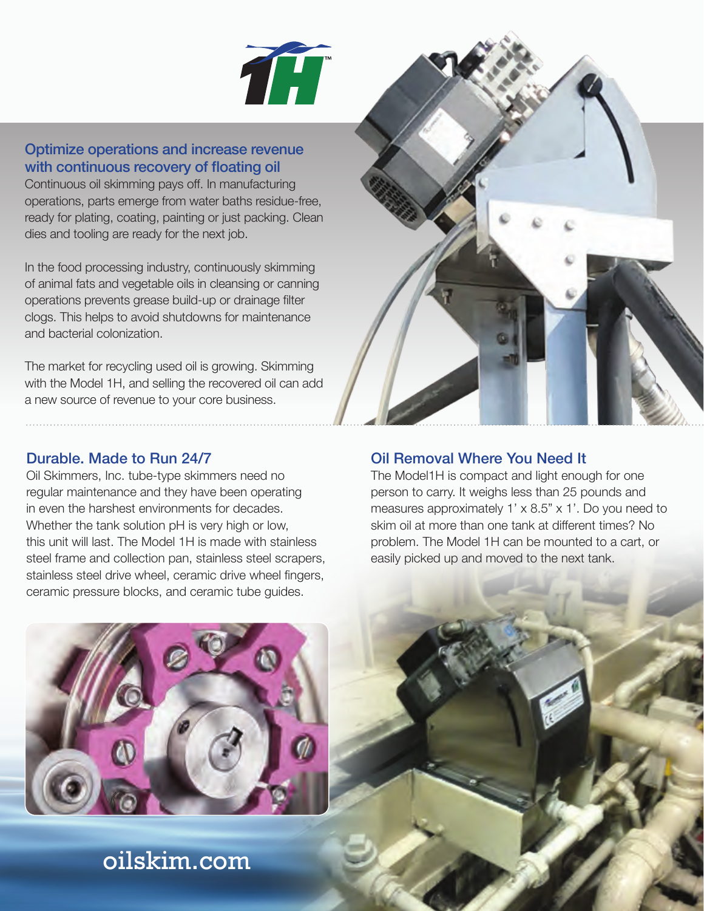## Optimize operations and increase revenue with continuous recovery of floating oil

Continuous oil skimming pays off. In manufacturing operations, parts emerge from water baths residue-free, ready for plating, coating, painting or just packing. Clean dies and tooling are ready for the next job.

In the food processing industry, continuously skimming of animal fats and vegetable oils in cleansing or canning operations prevents grease build-up or drainage filter clogs. This helps to avoid shutdowns for maintenance and bacterial colonization.

The market for recycling used oil is growing. Skimming with the Model 1H, and selling the recovered oil can add a new source of revenue to your core business.

## Durable. Made to Run 24/7

Oil Skimmers, Inc. tube-type skimmers need no regular maintenance and they have been operating in even the harshest environments for decades. Whether the tank solution pH is very high or low, this unit will last. The Model 1H is made with stainless steel frame and collection pan, stainless steel scrapers, stainless steel drive wheel, ceramic drive wheel fingers, ceramic pressure blocks, and ceramic tube guides.

## Oil Removal Where You Need It

The Model1H is compact and light enough for one person to carry. It weighs less than 25 pounds and measures approximately 1' x 8.5" x 1'. Do you need to skim oil at more than one tank at different times? No problem. The Model 1H can be mounted to a cart, or easily picked up and moved to the next tank.

oilskim.com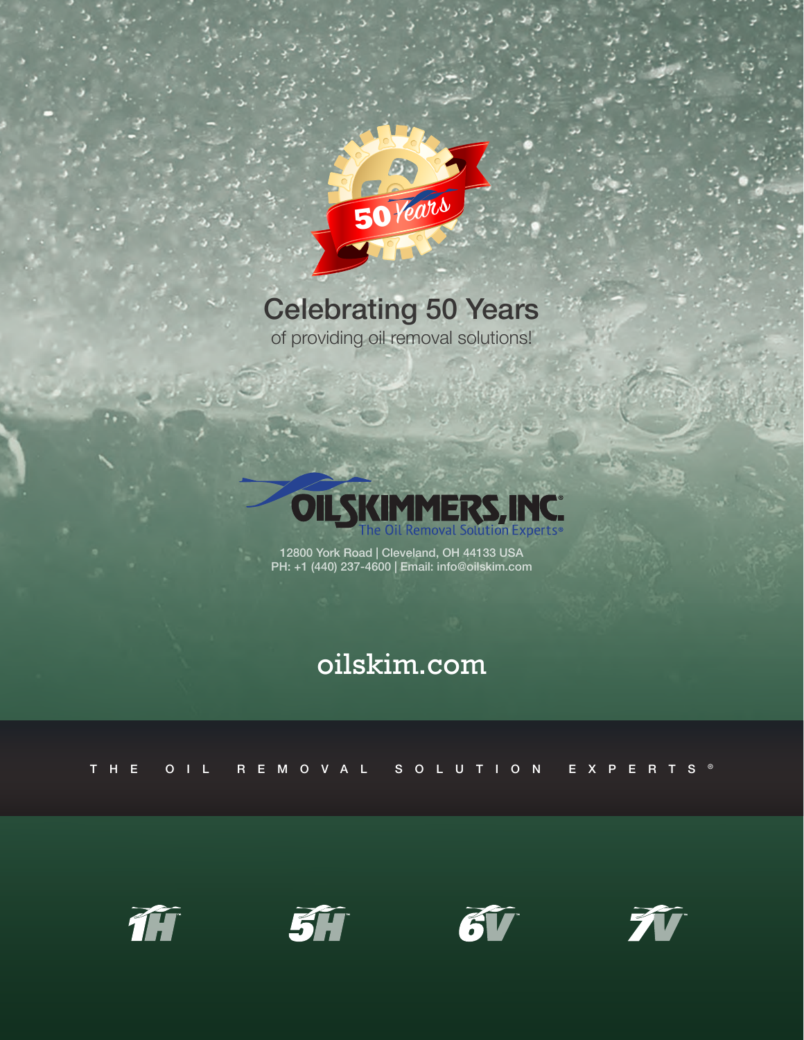50 Years

# Celebrating 50 Years

of providing oil removal solutions!

OILSKIMMERS, INC.®

The Oil Removal Solution Experts®

12800 York Road | Cleveland, OH 44133 USA

PH: +1 (440) 237-4600 | Email: info@oilskim.com

## oilskim.com

THE OIL REMOVAL SOLUTION EXPERTS®

1H™ 5H™ 6V™ 7V™